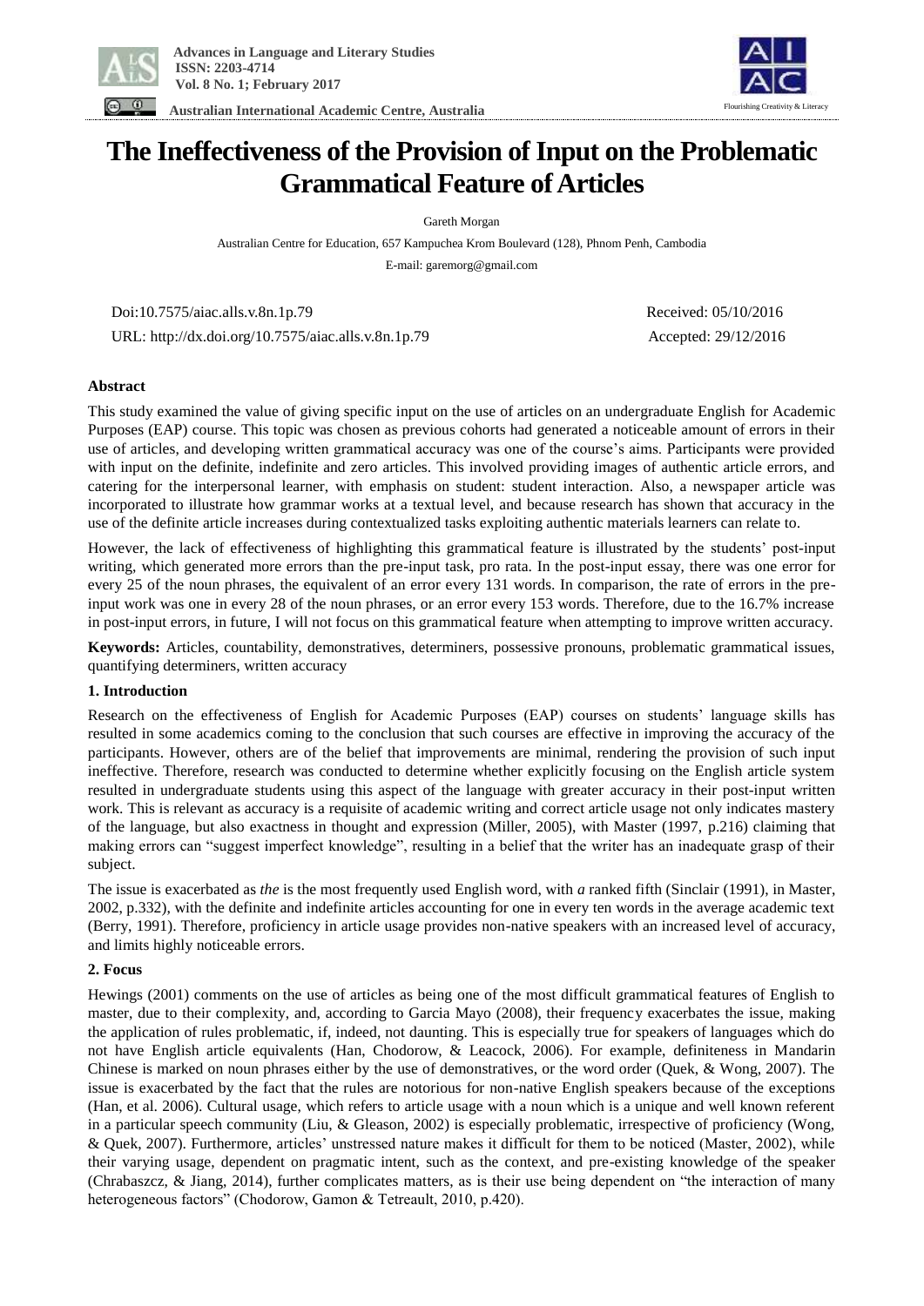# The Ineffectiveness of the Provision of Input on the Problematic Grammatical Feature of Articles

Gareth Morgan

Australian Centre for Education, 657 Kampuchea Krom Boulevard (128), Phnom Penh, Cambodia

E-mail: garemorg@gmail.com

Doi:10.7575/aiac.alls.v.8n.1p.79

URL: http://dx.doi.org/10.7575/aiac.alls.v.8n.1p.79

Received: 05/10/2016

Accepted: 29/12/2016

## Abstract

This study examined the value of giving specific input on the use of articles on an undergraduate English for Academic Purposes (EAP) course. This topic was chosen as previous cohorts had generated a noticeable amount of errors in their use of articles, and developing written grammatical accuracy was one of the course's aims. Participants were provided with input on the definite, indefinite and zero articles. This involved providing images of authentic article errors, and catering for the interpersonal learner, with emphasis on student: student interaction. Also, a newspaper article was incorporated to illustrate how grammar works at a textual level, and because research has shown that accuracy in the use of the definite article increases during contextualized tasks exploiting authentic materials learners can relate to.

However, the lack of effectiveness of highlighting this grammatical feature is illustrated by the students' post-input writing, which generated more errors than the pre-input task, pro rata. In the post-input essay, there was one error for every 25 of the noun phrases, the equivalent of an error every 131 words. In comparison, the rate of errors in the pre-input work was one in every 28 of the noun phrases, or an error every 153 words. Therefore, due to the 16.7% increase in post-input errors, in future, I will not focus on this grammatical feature when attempting to improve written accuracy.

**Keywords:** Articles, countability, demonstratives, determiners, possessive pronouns, problematic grammatical issues, quantifying determiners, written accuracy

## 1. Introduction

Research on the effectiveness of English for Academic Purposes (EAP) courses on students' language skills has resulted in some academics coming to the conclusion that such courses are effective in improving the accuracy of the participants. However, others are of the belief that improvements are minimal, rendering the provision of such input ineffective. Therefore, research was conducted to determine whether explicitly focusing on the English article system resulted in undergraduate students using this aspect of the language with greater accuracy in their post-input written work. This is relevant as accuracy is a requisite of academic writing and correct article usage not only indicates mastery of the language, but also exactness in thought and expression (Miller, 2005), with Master (1997, p.216) claiming that making errors can "suggest imperfect knowledge", resulting in a belief that the writer has an inadequate grasp of their subject.

The issue is exacerbated as *the* is the most frequently used English word, with *a* ranked fifth (Sinclair (1991), in Master, 2002, p.332), with the definite and indefinite articles accounting for one in every ten words in the average academic text (Berry, 1991). Therefore, proficiency in article usage provides non-native speakers with an increased level of accuracy, and limits highly noticeable errors.

## 2. Focus

Hewings (2001) comments on the use of articles as being one of the most difficult grammatical features of English to master, due to their complexity, and, according to Garcia Mayo (2008), their frequency exacerbates the issue, making the application of rules problematic, if, indeed, not daunting. This is especially true for speakers of languages which do not have English article equivalents (Han, Chodorow, & Leacock, 2006). For example, definiteness in Mandarin Chinese is marked on noun phrases either by the use of demonstratives, or the word order (Quek, & Wong, 2007). The issue is exacerbated by the fact that the rules are notorious for non-native English speakers because of the exceptions (Han, et al. 2006). Cultural usage, which refers to article usage with a noun which is a unique and well known referent in a particular speech community (Liu, & Gleason, 2002) is especially problematic, irrespective of proficiency (Wong, & Quek, 2007). Furthermore, articles' unstressed nature makes it difficult for them to be noticed (Master, 2002), while their varying usage, dependent on pragmatic intent, such as the context, and pre-existing knowledge of the speaker (Chrabaszcz, & Jiang, 2014), further complicates matters, as is their use being dependent on "the interaction of many heterogeneous factors" (Chodorow, Gamon & Tetreault, 2010, p.420).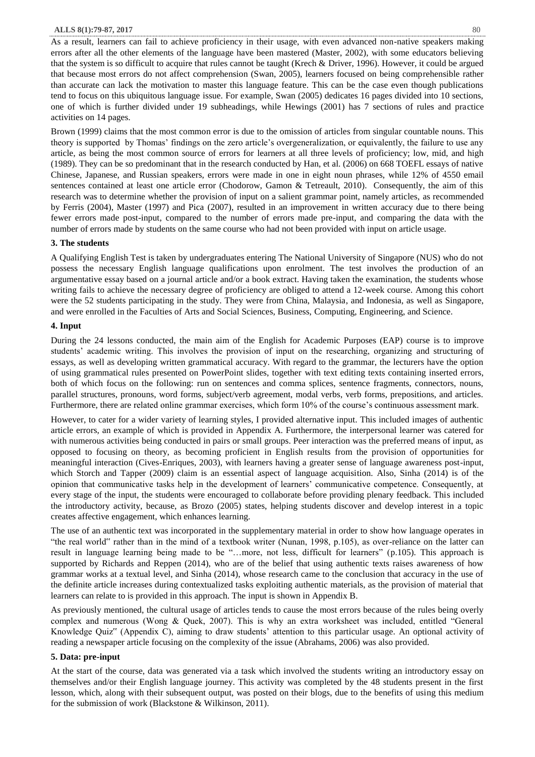As a result, learners can fail to achieve proficiency in their usage, with even advanced non-native speakers making errors after all the other elements of the language have been mastered (Master, 2002), with some educators believing that the system is so difficult to acquire that rules cannot be taught (Krech & Driver, 1996). However, it could be argued that because most errors do not affect comprehension (Swan, 2005), learners focused on being comprehensible rather than accurate can lack the motivation to master this language feature. This can be the case even though publications tend to focus on this ubiquitous language issue. For example, Swan (2005) dedicates 16 pages divided into 10 sections, one of which is further divided under 19 subheadings, while Hewings (2001) has 7 sections of rules and practice activities on 14 pages.

Brown (1999) claims that the most common error is due to the omission of articles from singular countable nouns. This theory is supported by Thomas' findings on the zero article's overgeneralization, or equivalently, the failure to use any article, as being the most common source of errors for learners at all three levels of proficiency; low, mid, and high (1989). They can be so predominant that in the research conducted by Han, et al. (2006) on 668 TOEFL essays of native Chinese, Japanese, and Russian speakers, errors were made in one in eight noun phrases, while 12% of 4550 email sentences contained at least one article error (Chodorow, Gamon & Tetreault, 2010). Consequently, the aim of this research was to determine whether the provision of input on a salient grammar point, namely articles, as recommended by Ferris (2004), Master (1997) and Pica (2007), resulted in an improvement in written accuracy due to there being fewer errors made post-input, compared to the number of errors made pre-input, and comparing the data with the number of errors made by students on the same course who had not been provided with input on article usage.

## 3. The students

A Qualifying English Test is taken by undergraduates entering The National University of Singapore (NUS) who do not possess the necessary English language qualifications upon enrolment. The test involves the production of an argumentative essay based on a journal article and/or a book extract. Having taken the examination, the students whose writing fails to achieve the necessary degree of proficiency are obliged to attend a 12-week course. Among this cohort were the 52 students participating in the study. They were from China, Malaysia, and Indonesia, as well as Singapore, and were enrolled in the Faculties of Arts and Social Sciences, Business, Computing, Engineering, and Science.

## 4. Input

During the 24 lessons conducted, the main aim of the English for Academic Purposes (EAP) course is to improve students' academic writing. This involves the provision of input on the researching, organizing and structuring of essays, as well as developing written grammatical accuracy. With regard to the grammar, the lecturers have the option of using grammatical rules presented on PowerPoint slides, together with text editing texts containing inserted errors, both of which focus on the following: run on sentences and comma splices, sentence fragments, connectors, nouns, parallel structures, pronouns, word forms, subject/verb agreement, modal verbs, verb forms, prepositions, and articles. Furthermore, there are related online grammar exercises, which form 10% of the course's continuous assessment mark.

However, to cater for a wider variety of learning styles, I provided alternative input. This included images of authentic article errors, an example of which is provided in Appendix A. Furthermore, the interpersonal learner was catered for with numerous activities being conducted in pairs or small groups. Peer interaction was the preferred means of input, as opposed to focusing on theory, as becoming proficient in English results from the provision of opportunities for meaningful interaction (Cives-Enriques, 2003), with learners having a greater sense of language awareness post-input, which Storch and Tapper (2009) claim is an essential aspect of language acquisition. Also, Sinha (2014) is of the opinion that communicative tasks help in the development of learners' communicative competence. Consequently, at every stage of the input, the students were encouraged to collaborate before providing plenary feedback. This included the introductory activity, because, as Brozo (2005) states, helping students discover and develop interest in a topic creates affective engagement, which enhances learning.

The use of an authentic text was incorporated in the supplementary material in order to show how language operates in "the real world" rather than in the mind of a textbook writer (Nunan, 1998, p.105), as over-reliance on the latter can result in language learning being made to be "…more, not less, difficult for learners" (p.105). This approach is supported by Richards and Reppen (2014), who are of the belief that using authentic texts raises awareness of how grammar works at a textual level, and Sinha (2014), whose research came to the conclusion that accuracy in the use of the definite article increases during contextualized tasks exploiting authentic materials, as the provision of material that learners can relate to is provided in this approach. The input is shown in Appendix B.

As previously mentioned, the cultural usage of articles tends to cause the most errors because of the rules being overly complex and numerous (Wong & Quek, 2007). This is why an extra worksheet was included, entitled "General Knowledge Quiz" (Appendix C), aiming to draw students' attention to this particular usage. An optional activity of reading a newspaper article focusing on the complexity of the issue (Abrahams, 2006) was also provided.

## 5. Data: pre-input

At the start of the course, data was generated via a task which involved the students writing an introductory essay on themselves and/or their English language journey. This activity was completed by the 48 students present in the first lesson, which, along with their subsequent output, was posted on their blogs, due to the benefits of using this medium for the submission of work (Blackstone & Wilkinson, 2011).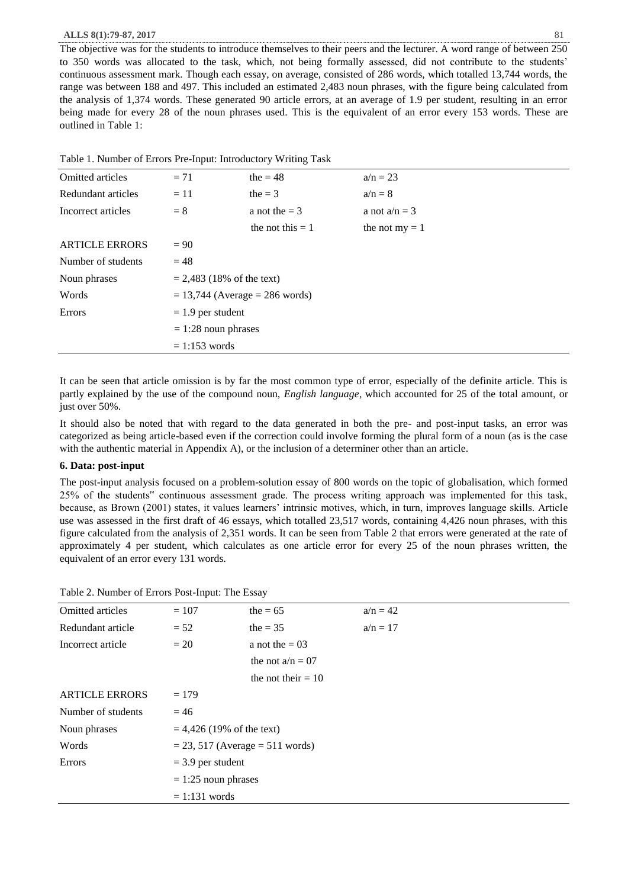The objective was for the students to introduce themselves to their peers and the lecturer. A word range of between 250 to 350 words was allocated to the task, which, not being formally assessed, did not contribute to the students' continuous assessment mark. Though each essay, on average, consisted of 286 words, which totalled 13,744 words, the range was between 188 and 497. This included an estimated 2,483 noun phrases, with the figure being calculated from the analysis of 1,374 words. These generated 90 article errors, at an average of 1.9 per student, resulting in an error being made for every 28 of the noun phrases used. This is the equivalent of an error every 153 words. These are outlined in Table 1:

Table 1. Number of Errors Pre-Input: Introductory Writing Task

| | | | |
|---|---|---|---|
| Omitted articles | = 71 | the = 48 | a/n = 23 |
| Redundant articles | = 11 | the = 3 | a/n = 8 |
| Incorrect articles | = 8 | a not the = 3 | a not a/n = 3 |
| | | the not this = 1 | the not my = 1 |
| ARTICLE ERRORS | = 90 | | |
| Number of students | = 48 | | |
| Noun phrases | = 2,483 (18% of the text) | | |
| Words | = 13,744 (Average = 286 words) | | |
| Errors | = 1.9 per student | | |
| | = 1:28 noun phrases | | |
| | = 1:153 words | | |

It can be seen that article omission is by far the most common type of error, especially of the definite article. This is partly explained by the use of the compound noun, *English language*, which accounted for 25 of the total amount, or just over 50%.

It should also be noted that with regard to the data generated in both the pre- and post-input tasks, an error was categorized as being article-based even if the correction could involve forming the plural form of a noun (as is the case with the authentic material in Appendix A), or the inclusion of a determiner other than an article.

**6. Data: post-input**

The post-input analysis focused on a problem-solution essay of 800 words on the topic of globalisation, which formed 25% of the students" continuous assessment grade. The process writing approach was implemented for this task, because, as Brown (2001) states, it values learners' intrinsic motives, which, in turn, improves language skills. Article use was assessed in the first draft of 46 essays, which totalled 23,517 words, containing 4,426 noun phrases, with this figure calculated from the analysis of 2,351 words. It can be seen from Table 2 that errors were generated at the rate of approximately 4 per student, which calculates as one article error for every 25 of the noun phrases written, the equivalent of an error every 131 words.

Table 2. Number of Errors Post-Input: The Essay

| | | | |
|---|---|---|---|
| Omitted articles | = 107 | the = 65 | a/n = 42 |
| Redundant article | = 52 | the = 35 | a/n = 17 |
| Incorrect article | = 20 | a not the = 03 | |
| | | the not a/n = 07 | |
| | | the not their = 10 | |
| ARTICLE ERRORS | = 179 | | |
| Number of students | = 46 | | |
| Noun phrases | = 4,426 (19% of the text) | | |
| Words | = 23, 517 (Average = 511 words) | | |
| Errors | = 3.9 per student | | |
| | = 1:25 noun phrases | | |
| | = 1:131 words | | |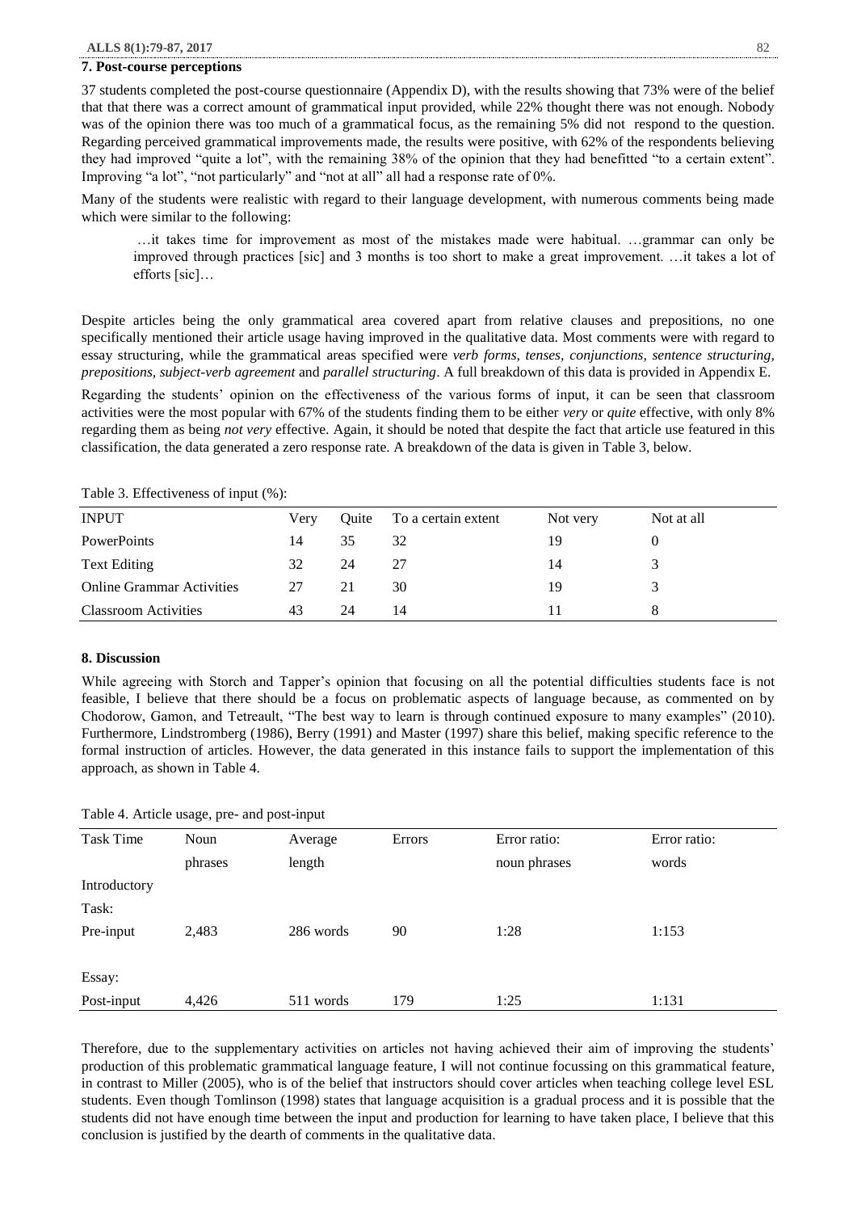## 7. Post-course perceptions

37 students completed the post-course questionnaire (Appendix D), with the results showing that 73% were of the belief that that there was a correct amount of grammatical input provided, while 22% thought there was not enough. Nobody was of the opinion there was too much of a grammatical focus, as the remaining 5% did not respond to the question. Regarding perceived grammatical improvements made, the results were positive, with 62% of the respondents believing they had improved "quite a lot", with the remaining 38% of the opinion that they had benefitted "to a certain extent". Improving "a lot", "not particularly" and "not at all" all had a response rate of 0%.

Many of the students were realistic with regard to their language development, with numerous comments being made which were similar to the following:

> …it takes time for improvement as most of the mistakes made were habitual. …grammar can only be improved through practices [sic] and 3 months is too short to make a great improvement. …it takes a lot of efforts [sic]…

Despite articles being the only grammatical area covered apart from relative clauses and prepositions, no one specifically mentioned their article usage having improved in the qualitative data. Most comments were with regard to essay structuring, while the grammatical areas specified were *verb forms, tenses, conjunctions, sentence structuring, prepositions, subject-verb agreement* and *parallel structuring*. A full breakdown of this data is provided in Appendix E.

Regarding the students' opinion on the effectiveness of the various forms of input, it can be seen that classroom activities were the most popular with 67% of the students finding them to be either *very* or *quite* effective, with only 8% regarding them as being *not very* effective. Again, it should be noted that despite the fact that article use featured in this classification, the data generated a zero response rate. A breakdown of the data is given in Table 3, below.

Table 3. Effectiveness of input (%):

| INPUT | Very | Quite | To a certain extent | Not very | Not at all |
|---|---|---|---|---|---|
| PowerPoints | 14 | 35 | 32 | 19 | 0 |
| Text Editing | 32 | 24 | 27 | 14 | 3 |
| Online Grammar Activities | 27 | 21 | 30 | 19 | 3 |
| Classroom Activities | 43 | 24 | 14 | 11 | 8 |

## 8. Discussion

While agreeing with Storch and Tapper's opinion that focusing on all the potential difficulties students face is not feasible, I believe that there should be a focus on problematic aspects of language because, as commented on by Chodorow, Gamon, and Tetreault, "The best way to learn is through continued exposure to many examples" (2010). Furthermore, Lindstromberg (1986), Berry (1991) and Master (1997) share this belief, making specific reference to the formal instruction of articles. However, the data generated in this instance fails to support the implementation of this approach, as shown in Table 4.

Table 4. Article usage, pre- and post-input

| Task Time | Noun phrases | Average length | Errors | Error ratio: noun phrases | Error ratio: words |
|---|---|---|---|---|---|
| Introductory Task: | | | | | |
| Pre-input | 2,483 | 286 words | 90 | 1:28 | 1:153 |
| Essay: | | | | | |
| Post-input | 4,426 | 511 words | 179 | 1:25 | 1:131 |

Therefore, due to the supplementary activities on articles not having achieved their aim of improving the students' production of this problematic grammatical language feature, I will not continue focussing on this grammatical feature, in contrast to Miller (2005), who is of the belief that instructors should cover articles when teaching college level ESL students. Even though Tomlinson (1998) states that language acquisition is a gradual process and it is possible that the students did not have enough time between the input and production for learning to have taken place, I believe that this conclusion is justified by the dearth of comments in the qualitative data.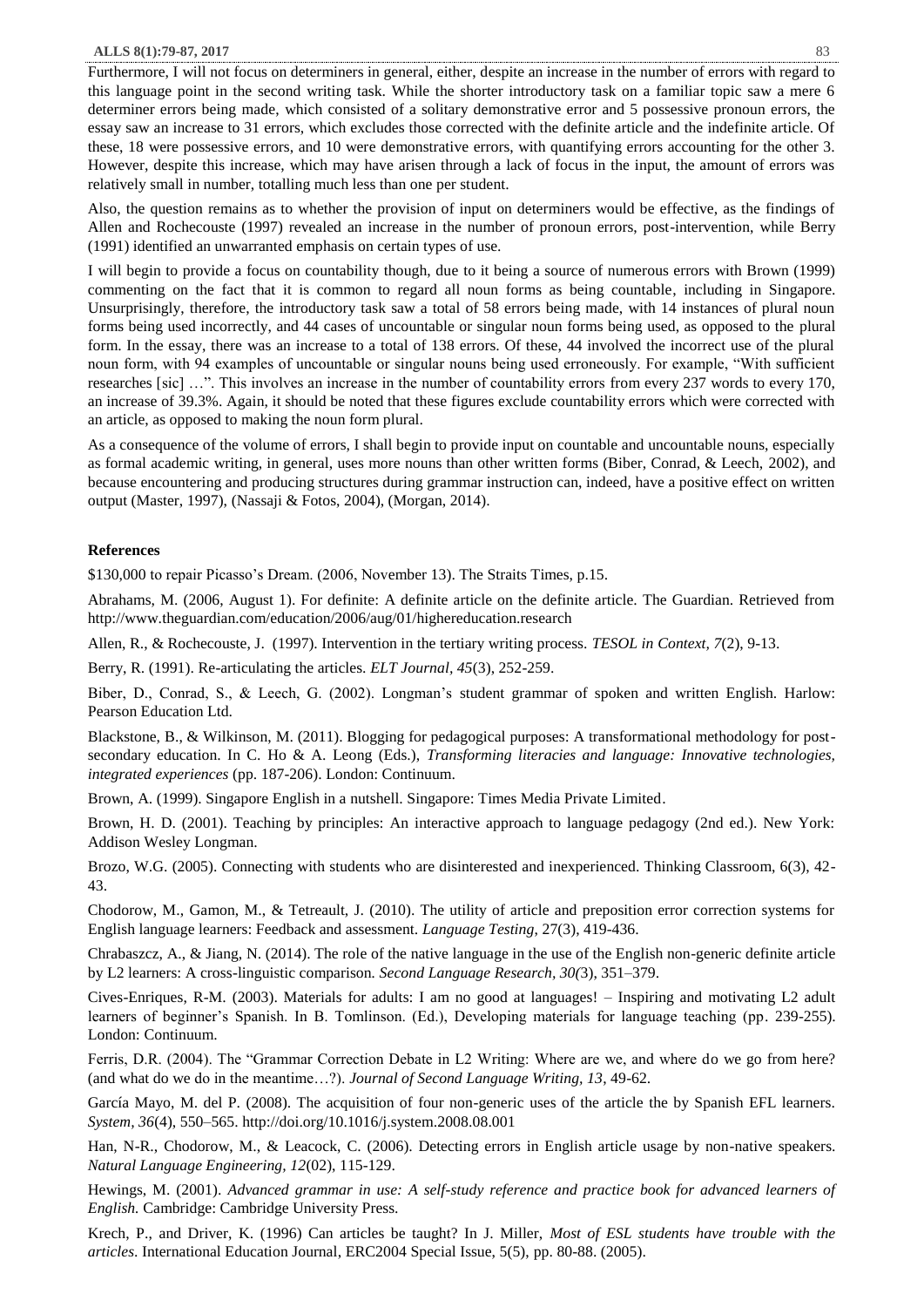Furthermore, I will not focus on determiners in general, either, despite an increase in the number of errors with regard to this language point in the second writing task. While the shorter introductory task on a familiar topic saw a mere 6 determiner errors being made, which consisted of a solitary demonstrative error and 5 possessive pronoun errors, the essay saw an increase to 31 errors, which excludes those corrected with the definite article and the indefinite article. Of these, 18 were possessive errors, and 10 were demonstrative errors, with quantifying errors accounting for the other 3. However, despite this increase, which may have arisen through a lack of focus in the input, the amount of errors was relatively small in number, totalling much less than one per student.

Also, the question remains as to whether the provision of input on determiners would be effective, as the findings of Allen and Rochecouste (1997) revealed an increase in the number of pronoun errors, post-intervention, while Berry (1991) identified an unwarranted emphasis on certain types of use.

I will begin to provide a focus on countability though, due to it being a source of numerous errors with Brown (1999) commenting on the fact that it is common to regard all noun forms as being countable, including in Singapore. Unsurprisingly, therefore, the introductory task saw a total of 58 errors being made, with 14 instances of plural noun forms being used incorrectly, and 44 cases of uncountable or singular noun forms being used, as opposed to the plural form. In the essay, there was an increase to a total of 138 errors. Of these, 44 involved the incorrect use of the plural noun form, with 94 examples of uncountable or singular nouns being used erroneously. For example, "With sufficient researches [sic] …". This involves an increase in the number of countability errors from every 237 words to every 170, an increase of 39.3%. Again, it should be noted that these figures exclude countability errors which were corrected with an article, as opposed to making the noun form plural.

As a consequence of the volume of errors, I shall begin to provide input on countable and uncountable nouns, especially as formal academic writing, in general, uses more nouns than other written forms (Biber, Conrad, & Leech, 2002), and because encountering and producing structures during grammar instruction can, indeed, have a positive effect on written output (Master, 1997), (Nassaji & Fotos, 2004), (Morgan, 2014).

**References**

$130,000 to repair Picasso's Dream. (2006, November 13). The Straits Times, p.15.

Abrahams, M. (2006, August 1). For definite: A definite article on the definite article. The Guardian. Retrieved from http://www.theguardian.com/education/2006/aug/01/highereducation.research

Allen, R., & Rochecouste, J. (1997). Intervention in the tertiary writing process. *TESOL in Context, 7*(2), 9-13.

Berry, R. (1991). Re-articulating the articles. *ELT Journal, 45*(3), 252-259.

Biber, D., Conrad, S., & Leech, G. (2002). Longman's student grammar of spoken and written English. Harlow: Pearson Education Ltd.

Blackstone, B., & Wilkinson, M. (2011). Blogging for pedagogical purposes: A transformational methodology for post-secondary education. In C. Ho & A. Leong (Eds.), *Transforming literacies and language: Innovative technologies, integrated experiences* (pp. 187-206). London: Continuum.

Brown, A. (1999). Singapore English in a nutshell. Singapore: Times Media Private Limited.

Brown, H. D. (2001). Teaching by principles: An interactive approach to language pedagogy (2nd ed.). New York: Addison Wesley Longman.

Brozo, W.G. (2005). Connecting with students who are disinterested and inexperienced. Thinking Classroom, 6(3), 42-43.

Chodorow, M., Gamon, M., & Tetreault, J. (2010). The utility of article and preposition error correction systems for English language learners: Feedback and assessment. *Language Testing*, 27(3), 419-436.

Chrabaszcz, A., & Jiang, N. (2014). The role of the native language in the use of the English non-generic definite article by L2 learners: A cross-linguistic comparison. *Second Language Research*, *30(*3), 351–379.

Cives-Enriques, R-M. (2003). Materials for adults: I am no good at languages! – Inspiring and motivating L2 adult learners of beginner's Spanish. In B. Tomlinson. (Ed.), Developing materials for language teaching (pp. 239-255). London: Continuum.

Ferris, D.R. (2004). The "Grammar Correction Debate in L2 Writing: Where are we, and where do we go from here? (and what do we do in the meantime…?). *Journal of Second Language Writing, 13*, 49-62.

García Mayo, M. del P. (2008). The acquisition of four non-generic uses of the article the by Spanish EFL learners. *System, 36*(4), 550–565. http://doi.org/10.1016/j.system.2008.08.001

Han, N-R., Chodorow, M., & Leacock, C. (2006). Detecting errors in English article usage by non-native speakers. *Natural Language Engineering, 12*(02), 115-129.

Hewings, M. (2001). *Advanced grammar in use: A self-study reference and practice book for advanced learners of English.* Cambridge: Cambridge University Press.

Krech, P., and Driver, K. (1996) Can articles be taught? In J. Miller, *Most of ESL students have trouble with the articles*. International Education Journal, ERC2004 Special Issue, 5(5), pp. 80-88. (2005).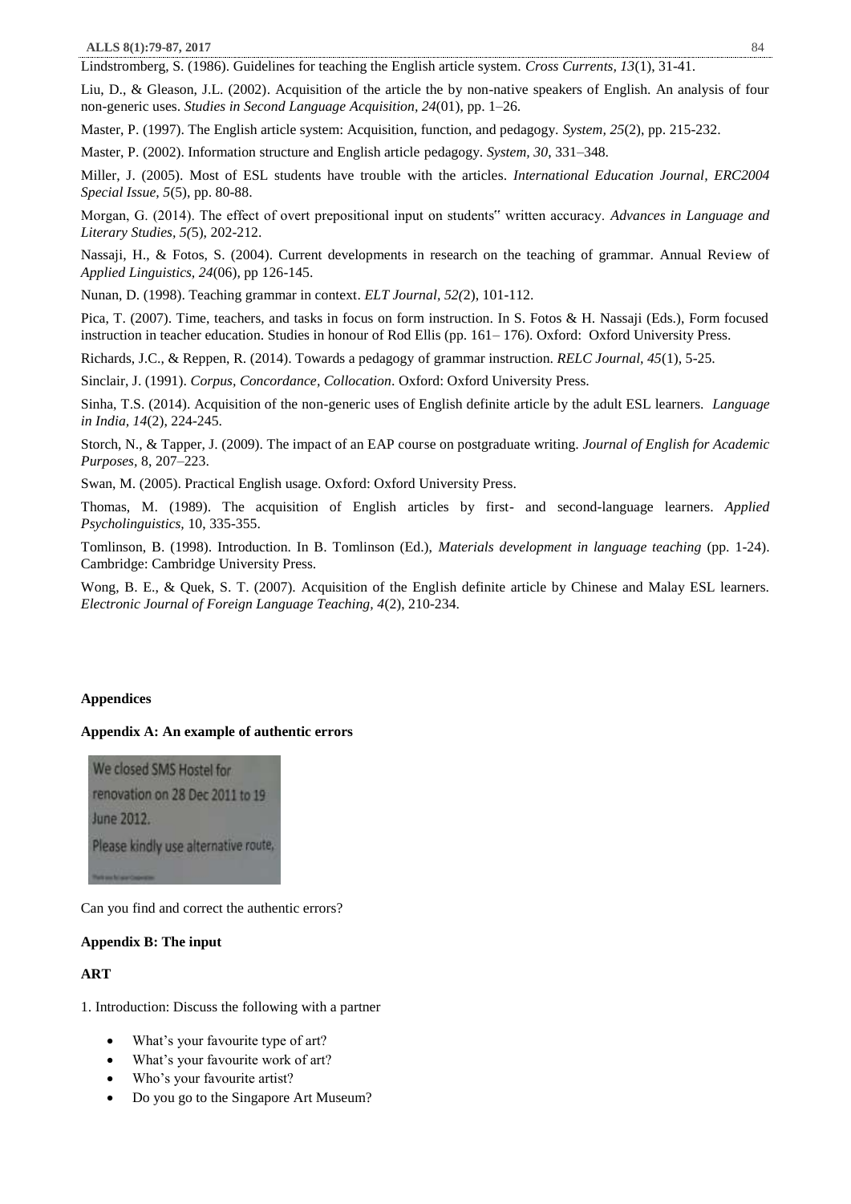Lindstromberg, S. (1986). Guidelines for teaching the English article system. *Cross Currents, 13*(1), 31-41.

Liu, D., & Gleason, J.L. (2002). Acquisition of the article the by non-native speakers of English. An analysis of four non-generic uses. *Studies in Second Language Acquisition, 24*(01), pp. 1–26.

Master, P. (1997). The English article system: Acquisition, function, and pedagogy. *System, 25*(2), pp. 215-232.

Master, P. (2002). Information structure and English article pedagogy. *System, 30*, 331–348.

Miller, J. (2005). Most of ESL students have trouble with the articles. *International Education Journal, ERC2004 Special Issue, 5*(5), pp. 80-88.

Morgan, G. (2014). The effect of overt prepositional input on students" written accuracy. *Advances in Language and Literary Studies, 5(*5), 202-212.

Nassaji, H., & Fotos, S. (2004). Current developments in research on the teaching of grammar. Annual Review of *Applied Linguistics, 24*(06), pp 126-145.

Nunan, D. (1998). Teaching grammar in context. *ELT Journal, 52(*2), 101-112.

Pica, T. (2007). Time, teachers, and tasks in focus on form instruction. In S. Fotos & H. Nassaji (Eds.), Form focused instruction in teacher education. Studies in honour of Rod Ellis (pp. 161– 176). Oxford: Oxford University Press.

Richards, J.C., & Reppen, R. (2014). Towards a pedagogy of grammar instruction. *RELC Journal, 45*(1), 5-25.

Sinclair, J. (1991). *Corpus, Concordance, Collocation*. Oxford: Oxford University Press.

Sinha, T.S. (2014). Acquisition of the non-generic uses of English definite article by the adult ESL learners. *Language in India, 14*(2), 224-245.

Storch, N., & Tapper, J. (2009). The impact of an EAP course on postgraduate writing. *Journal of English for Academic Purposes*, 8, 207–223.

Swan, M. (2005). Practical English usage. Oxford: Oxford University Press.

Thomas, M. (1989). The acquisition of English articles by first- and second-language learners. *Applied Psycholinguistics*, 10, 335-355.

Tomlinson, B. (1998). Introduction. In B. Tomlinson (Ed.), *Materials development in language teaching* (pp. 1-24). Cambridge: Cambridge University Press.

Wong, B. E., & Quek, S. T. (2007). Acquisition of the English definite article by Chinese and Malay ESL learners. *Electronic Journal of Foreign Language Teaching, 4*(2), 210-234.

**Appendices**

**Appendix A: An example of authentic errors**

We closed SMS Hostel for renovation on 28 Dec 2011 to 19 June 2012.
Please kindly use alternative route,

Can you find and correct the authentic errors?

**Appendix B: The input**

**ART**

1. Introduction: Discuss the following with a partner

- What's your favourite type of art?
- What's your favourite work of art?
- Who's your favourite artist?
- Do you go to the Singapore Art Museum?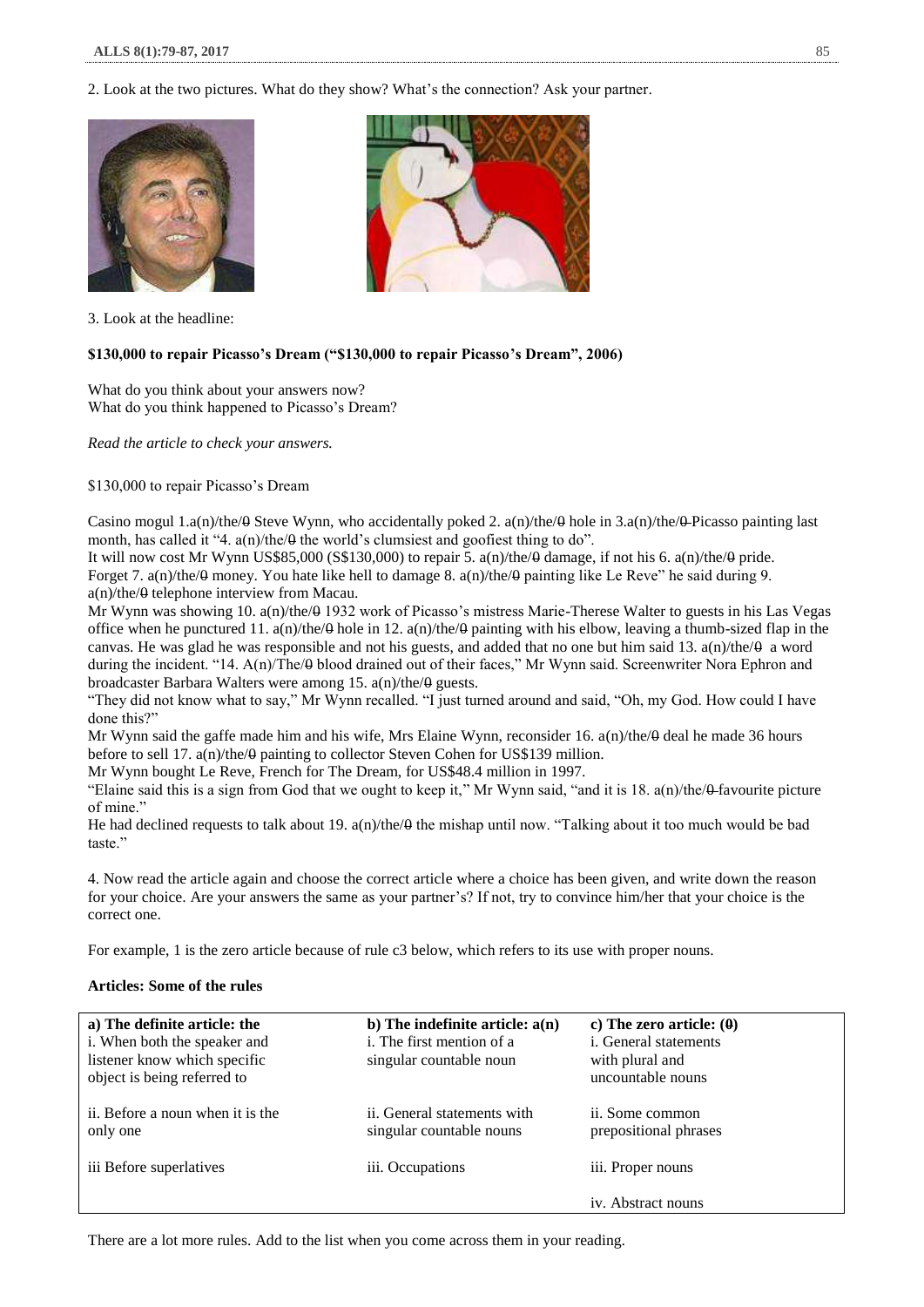2. Look at the two pictures. What do they show? What's the connection? Ask your partner.

3. Look at the headline:

**$130,000 to repair Picasso's Dream ("$130,000 to repair Picasso's Dream", 2006)**

What do you think about your answers now?
What do you think happened to Picasso's Dream?

*Read the article to check your answers.*

$130,000 to repair Picasso's Dream

Casino mogul 1.a(n)/the/θ Steve Wynn, who accidentally poked 2. a(n)/the/θ hole in 3.a(n)/the/θ Picasso painting last month, has called it "4. a(n)/the/θ the world's clumsiest and goofiest thing to do".
It will now cost Mr Wynn US$85,000 (S$130,000) to repair 5. a(n)/the/θ damage, if not his 6. a(n)/the/θ pride. Forget 7. a(n)/the/θ money. You hate like hell to damage 8. a(n)/the/θ painting like Le Reve" he said during 9. a(n)/the/θ telephone interview from Macau.
Mr Wynn was showing 10. a(n)/the/θ 1932 work of Picasso's mistress Marie-Therese Walter to guests in his Las Vegas office when he punctured 11. a(n)/the/θ hole in 12. a(n)/the/θ painting with his elbow, leaving a thumb-sized flap in the canvas. He was glad he was responsible and not his guests, and added that no one but him said 13. a(n)/the/θ a word during the incident. "14. A(n)/The/θ blood drained out of their faces," Mr Wynn said. Screenwriter Nora Ephron and broadcaster Barbara Walters were among 15. a(n)/the/θ guests.
"They did not know what to say," Mr Wynn recalled. "I just turned around and said, "Oh, my God. How could I have done this?"
Mr Wynn said the gaffe made him and his wife, Mrs Elaine Wynn, reconsider 16. a(n)/the/θ deal he made 36 hours before to sell 17. a(n)/the/θ painting to collector Steven Cohen for US$139 million.
Mr Wynn bought Le Reve, French for The Dream, for US$48.4 million in 1997.
"Elaine said this is a sign from God that we ought to keep it," Mr Wynn said, "and it is 18. a(n)/the/θ favourite picture of mine."
He had declined requests to talk about 19. a(n)/the/θ the mishap until now. "Talking about it too much would be bad taste."

4. Now read the article again and choose the correct article where a choice has been given, and write down the reason for your choice. Are your answers the same as your partner's? If not, try to convince him/her that your choice is the correct one.

For example, 1 is the zero article because of rule c3 below, which refers to its use with proper nouns.

**Articles: Some of the rules**

| **a) The definite article: the** | **b) The indefinite article: a(n)** | **c) The zero article: (θ)** |
|---|---|---|
| i. When both the speaker and listener know which specific object is being referred to | i. The first mention of a singular countable noun | i. General statements with plural and uncountable nouns |
| ii. Before a noun when it is the only one | ii. General statements with singular countable nouns | ii. Some common prepositional phrases |
| iii Before superlatives | iii. Occupations | iii. Proper nouns |
| | | iv. Abstract nouns |

There are a lot more rules. Add to the list when you come across them in your reading.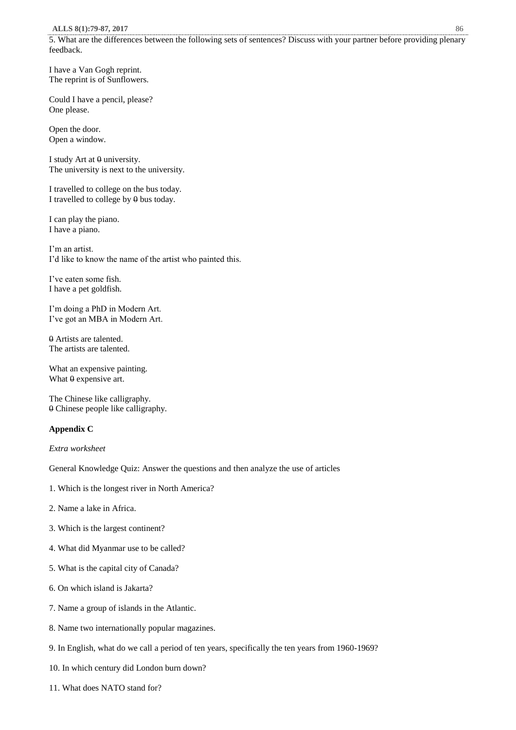5. What are the differences between the following sets of sentences? Discuss with your partner before providing plenary feedback.

I have a Van Gogh reprint.
The reprint is of Sunflowers.

Could I have a pencil, please?
One please.

Open the door.
Open a window.

I study Art at θ university.
The university is next to the university.

I travelled to college on the bus today.
I travelled to college by θ bus today.

I can play the piano.
I have a piano.

I'm an artist.
I'd like to know the name of the artist who painted this.

I've eaten some fish.
I have a pet goldfish.

I'm doing a PhD in Modern Art.
I've got an MBA in Modern Art.

θ Artists are talented.
The artists are talented.

What an expensive painting.
What θ expensive art.

The Chinese like calligraphy.
θ Chinese people like calligraphy.

**Appendix C**

*Extra worksheet*

General Knowledge Quiz: Answer the questions and then analyze the use of articles

1. Which is the longest river in North America?

2. Name a lake in Africa.

3. Which is the largest continent?

4. What did Myanmar use to be called?

5. What is the capital city of Canada?

6. On which island is Jakarta?

7. Name a group of islands in the Atlantic.

8. Name two internationally popular magazines.

9. In English, what do we call a period of ten years, specifically the ten years from 1960-1969?

10. In which century did London burn down?

11. What does NATO stand for?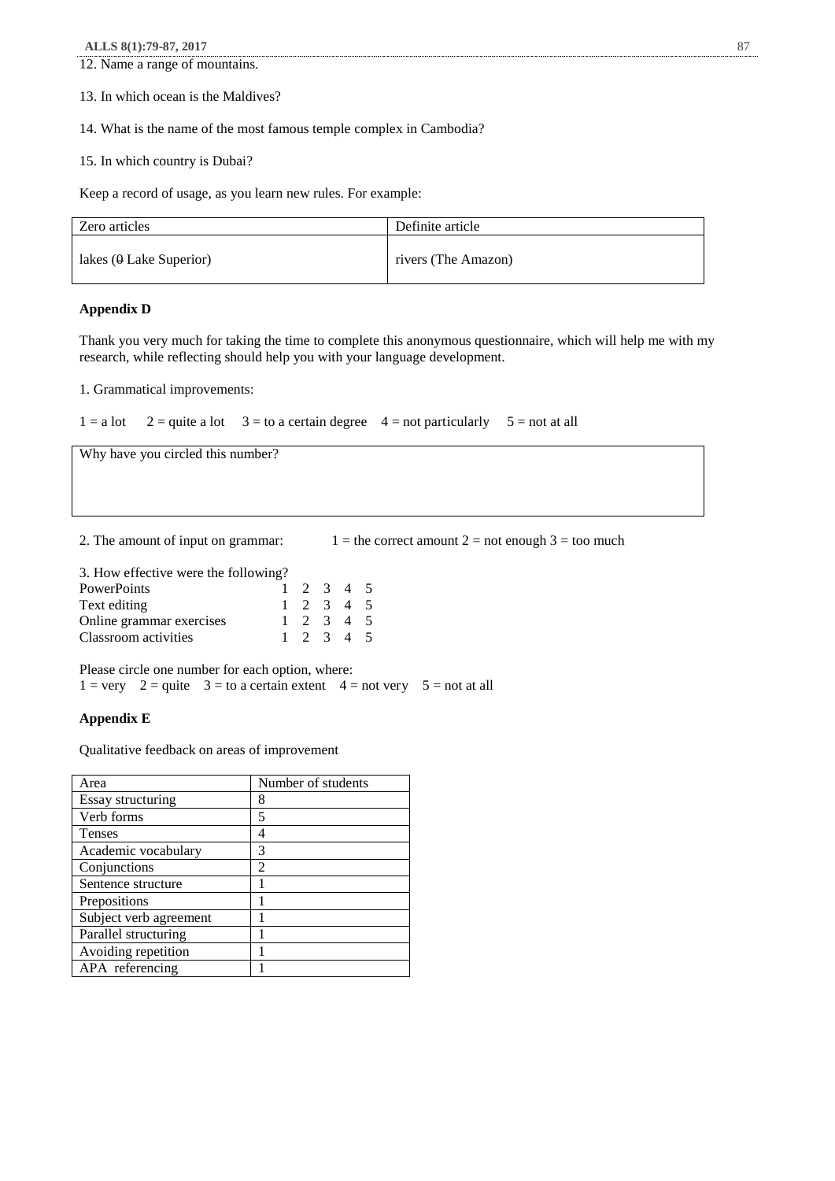12. Name a range of mountains.

13. In which ocean is the Maldives?

14. What is the name of the most famous temple complex in Cambodia?

15. In which country is Dubai?

Keep a record of usage, as you learn new rules. For example:

| Zero articles | Definite article |
|---|---|
| lakes (0 Lake Superior) | rivers (The Amazon) |

**Appendix D**

Thank you very much for taking the time to complete this anonymous questionnaire, which will help me with my research, while reflecting should help you with your language development.

1. Grammatical improvements:

1 = a lot    2 = quite a lot    3 = to a certain degree    4 = not particularly    5 = not at all

| Why have you circled this number? |
|---|
| |

2. The amount of input on grammar:    1 = the correct amount 2 = not enough 3 = too much

3. How effective were the following?

| | |
|---|---|
| PowerPoints | 1 2 3 4 5 |
| Text editing | 1 2 3 4 5 |
| Online grammar exercises | 1 2 3 4 5 |
| Classroom activities | 1 2 3 4 5 |

Please circle one number for each option, where:
1 = very    2 = quite    3 = to a certain extent    4 = not very    5 = not at all

**Appendix E**

Qualitative feedback on areas of improvement

| Area | Number of students |
|---|---|
| Essay structuring | 8 |
| Verb forms | 5 |
| Tenses | 4 |
| Academic vocabulary | 3 |
| Conjunctions | 2 |
| Sentence structure | 1 |
| Prepositions | 1 |
| Subject verb agreement | 1 |
| Parallel structuring | 1 |
| Avoiding repetition | 1 |
| APA referencing | 1 |